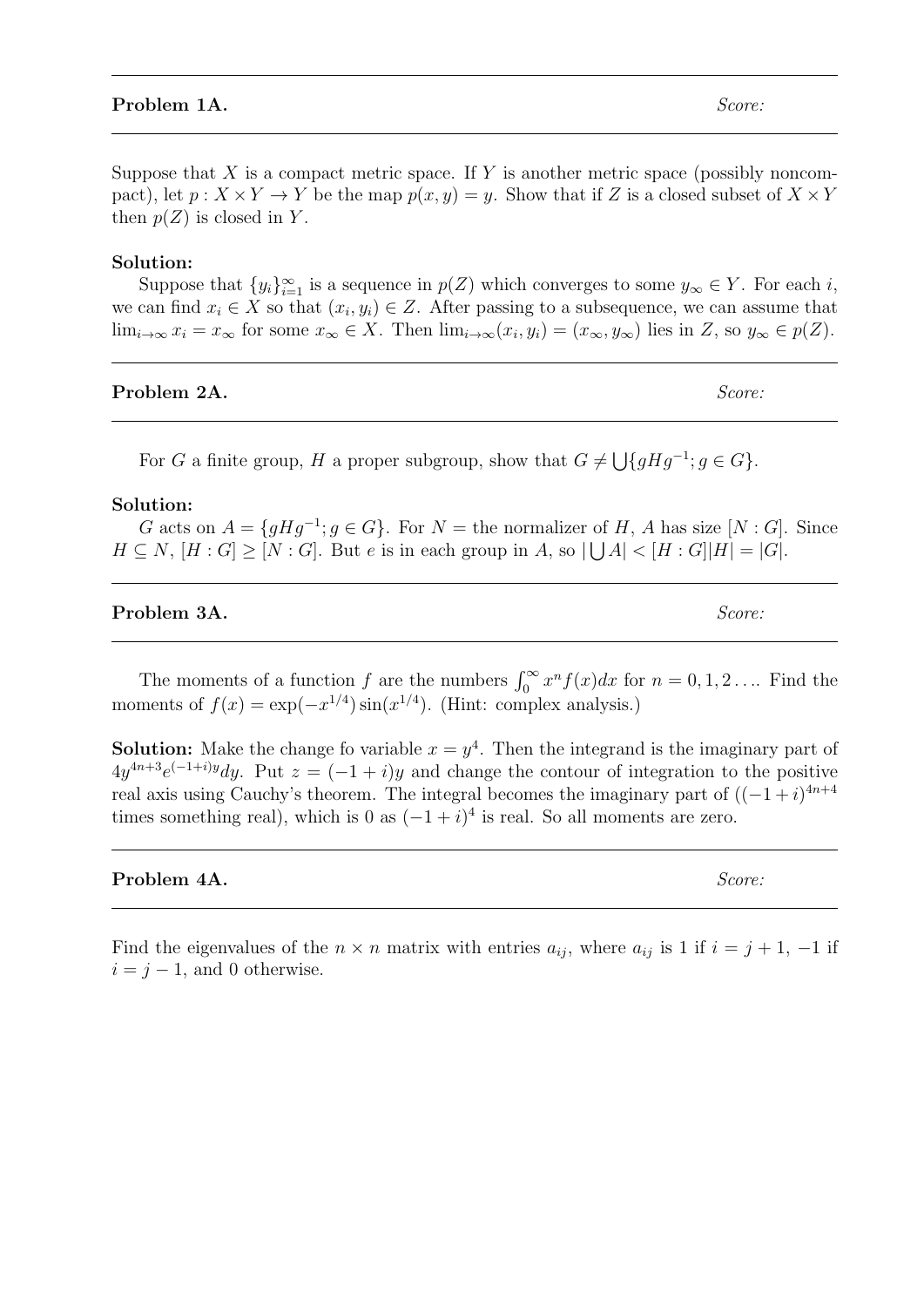**Problem 1A.** *Score:*

Suppose that $X$ is a compact metric space. If $Y$ is another metric space (possibly noncompact), let $p : X \times Y \to Y$ be the map $p(x, y) = y$. Show that if $Z$ is a closed subset of $X \times Y$ then $p(Z)$ is closed in $Y$.

**Solution:**

Suppose that $\{y_i\}_{i=1}^{\infty}$ is a sequence in $p(Z)$ which converges to some $y_\infty \in Y$. For each $i$, we can find $x_i \in X$ so that $(x_i, y_i) \in Z$. After passing to a subsequence, we can assume that $\lim_{i\to\infty} x_i = x_\infty$ for some $x_\infty \in X$. Then $\lim_{i\to\infty}(x_i, y_i) = (x_\infty, y_\infty)$ lies in $Z$, so $y_\infty \in p(Z)$.

**Problem 2A.** *Score:*

For $G$ a finite group, $H$ a proper subgroup, show that $G \neq \bigcup\{gHg^{-1}; g \in G\}$.

**Solution:**

$G$ acts on $A = \{gHg^{-1}; g \in G\}$. For $N =$ the normalizer of $H$, $A$ has size $[N : G]$. Since $H \subseteq N$, $[H : G] \geq [N : G]$. But $e$ is in each group in $A$, so $|\bigcup A| < [H : G]|H| = |G|$.

**Problem 3A.** *Score:*

The moments of a function $f$ are the numbers $\int_0^\infty x^n f(x)dx$ for $n = 0, 1, 2 \ldots$. Find the moments of $f(x) = \exp(-x^{1/4}) \sin(x^{1/4})$. (Hint: complex analysis.)

**Solution:** Make the change fo variable $x = y^4$. Then the integrand is the imaginary part of $4y^{4n+3}e^{(-1+i)y}dy$. Put $z = (-1 + i)y$ and change the contour of integration to the positive real axis using Cauchy's theorem. The integral becomes the imaginary part of $((-1 + i)^{4n+4}$ times something real), which is 0 as $(-1 + i)^4$ is real. So all moments are zero.

**Problem 4A.** *Score:*

Find the eigenvalues of the $n \times n$ matrix with entries $a_{ij}$, where $a_{ij}$ is 1 if $i = j + 1$, $-1$ if $i = j - 1$, and 0 otherwise.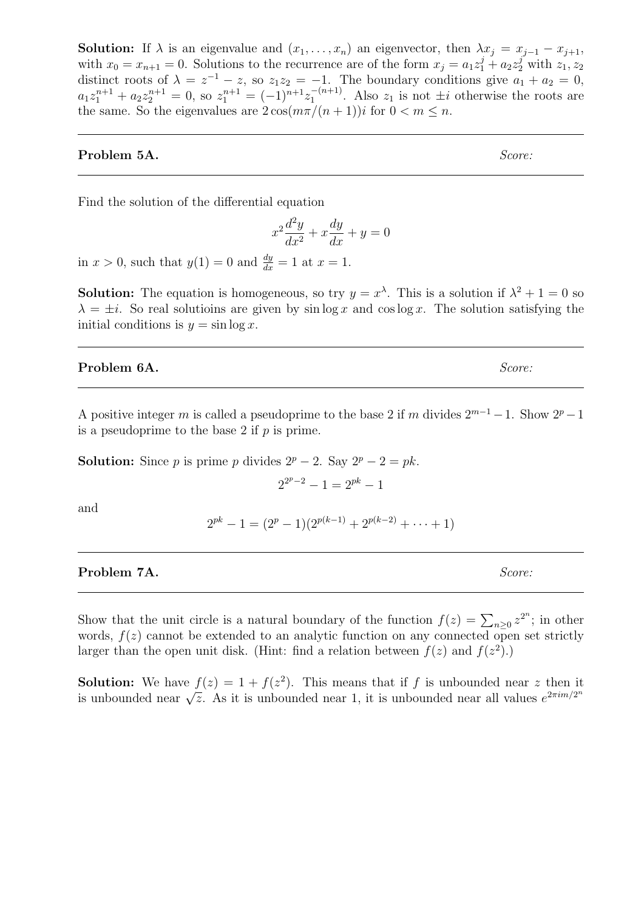**Solution:** If $\lambda$ is an eigenvalue and $(x_1, \ldots, x_n)$ an eigenvector, then $\lambda x_j = x_{j-1} - x_{j+1}$, with $x_0 = x_{n+1} = 0$. Solutions to the recurrence are of the form $x_j = a_1 z_1^j + a_2 z_2^j$ with $z_1, z_2$ distinct roots of $\lambda = z^{-1} - z$, so $z_1 z_2 = -1$. The boundary conditions give $a_1 + a_2 = 0$, $a_1 z_1^{n+1} + a_2 z_2^{n+1} = 0$, so $z_1^{n+1} = (-1)^{n+1} z_1^{-(n+1)}$. Also $z_1$ is not $\pm i$ otherwise the roots are the same. So the eigenvalues are $2\cos(m\pi/(n+1))i$ for $0 < m \leq n$.

---

**Problem 5A.** *Score:*

---

Find the solution of the differential equation

$$x^2 \frac{d^2y}{dx^2} + x\frac{dy}{dx} + y = 0$$

in $x > 0$, such that $y(1) = 0$ and $\frac{dy}{dx} = 1$ at $x = 1$.

**Solution:** The equation is homogeneous, so try $y = x^\lambda$. This is a solution if $\lambda^2 + 1 = 0$ so $\lambda = \pm i$. So real solutioins are given by $\sin \log x$ and $\cos \log x$. The solution satisfying the initial conditions is $y = \sin \log x$.

---

**Problem 6A.** *Score:*

---

A positive integer $m$ is called a pseudoprime to the base 2 if $m$ divides $2^{m-1} - 1$. Show $2^p - 1$ is a pseudoprime to the base 2 if $p$ is prime.

**Solution:** Since $p$ is prime $p$ divides $2^p - 2$. Say $2^p - 2 = pk$.

$$2^{2^p - 2} - 1 = 2^{pk} - 1$$

and

$$2^{pk} - 1 = (2^p - 1)(2^{p(k-1)} + 2^{p(k-2)} + \cdots + 1)$$

---

**Problem 7A.** *Score:*

---

Show that the unit circle is a natural boundary of the function $f(z) = \sum_{n \geq 0} z^{2^n}$; in other words, $f(z)$ cannot be extended to an analytic function on any connected open set strictly larger than the open unit disk. (Hint: find a relation between $f(z)$ and $f(z^2)$.)

**Solution:** We have $f(z) = 1 + f(z^2)$. This means that if $f$ is unbounded near $z$ then it is unbounded near $\sqrt{z}$. As it is unbounded near 1, it is unbounded near all values $e^{2\pi i m/2^n}$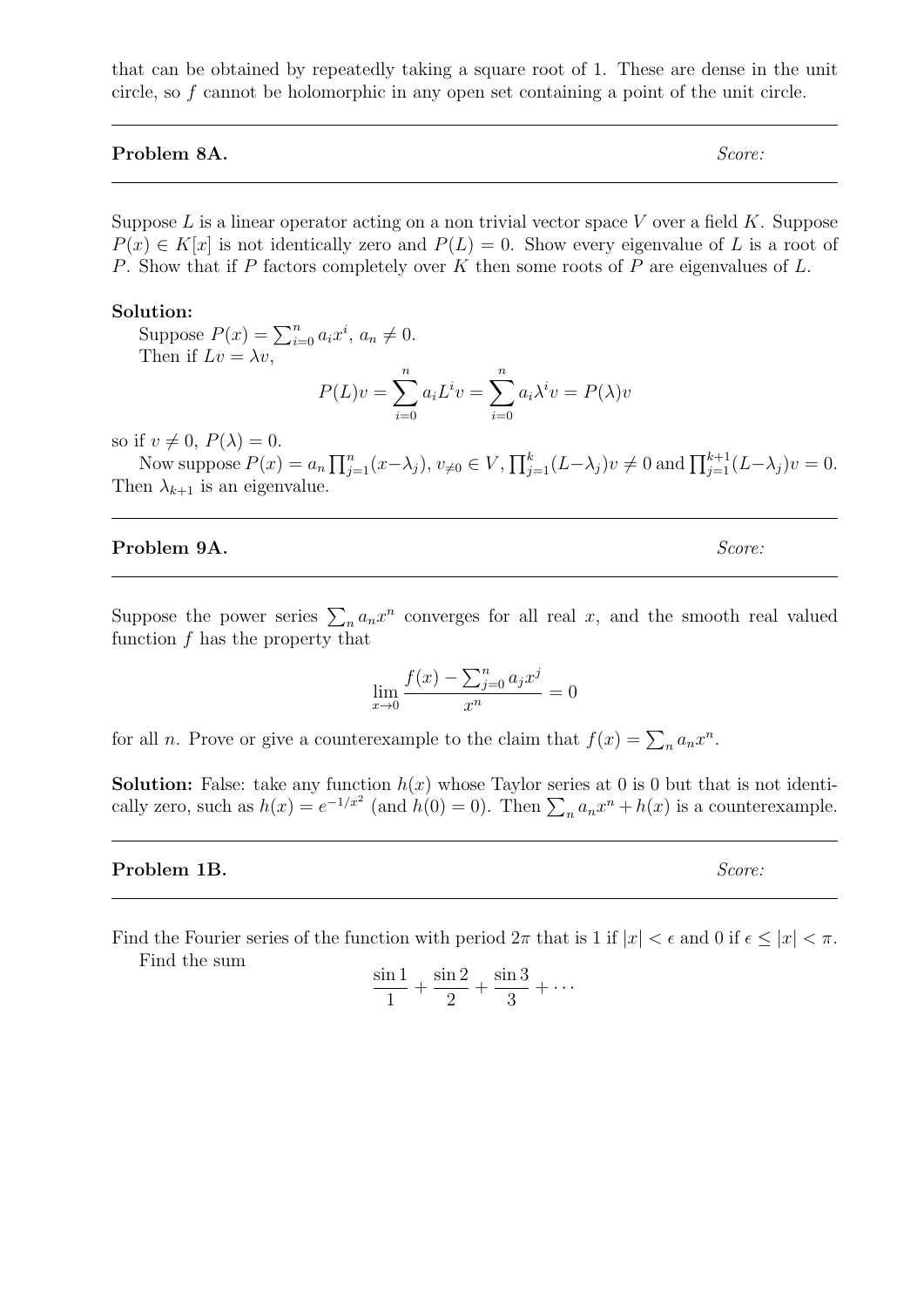that can be obtained by repeatedly taking a square root of 1. These are dense in the unit circle, so $f$ cannot be holomorphic in any open set containing a point of the unit circle.

---

**Problem 8A.** *Score:*

---

Suppose $L$ is a linear operator acting on a non trivial vector space $V$ over a field $K$. Suppose $P(x) \in K[x]$ is not identically zero and $P(L) = 0$. Show every eigenvalue of $L$ is a root of $P$. Show that if $P$ factors completely over $K$ then some roots of $P$ are eigenvalues of $L$.

**Solution:**

Suppose $P(x) = \sum_{i=0}^n a_i x^i$, $a_n \neq 0$.

Then if $Lv = \lambda v$,

$$P(L)v = \sum_{i=0}^n a_i L^i v = \sum_{i=0}^n a_i \lambda^i v = P(\lambda)v$$

so if $v \neq 0$, $P(\lambda) = 0$.

Now suppose $P(x) = a_n \prod_{j=1}^n (x - \lambda_j)$, $v_{\neq 0} \in V$, $\prod_{j=1}^k (L - \lambda_j)v \neq 0$ and $\prod_{j=1}^{k+1}(L - \lambda_j)v = 0$. Then $\lambda_{k+1}$ is an eigenvalue.

---

**Problem 9A.** *Score:*

---

Suppose the power series $\sum_n a_n x^n$ converges for all real $x$, and the smooth real valued function $f$ has the property that

$$\lim_{x \to 0} \frac{f(x) - \sum_{j=0}^n a_j x^j}{x^n} = 0$$

for all $n$. Prove or give a counterexample to the claim that $f(x) = \sum_n a_n x^n$.

**Solution:** False: take any function $h(x)$ whose Taylor series at 0 is 0 but that is not identically zero, such as $h(x) = e^{-1/x^2}$ (and $h(0) = 0$). Then $\sum_n a_n x^n + h(x)$ is a counterexample.

---

**Problem 1B.** *Score:*

---

Find the Fourier series of the function with period $2\pi$ that is 1 if $|x| < \epsilon$ and 0 if $\epsilon \leq |x| < \pi$.

Find the sum

$$\frac{\sin 1}{1} + \frac{\sin 2}{2} + \frac{\sin 3}{3} + \cdots$$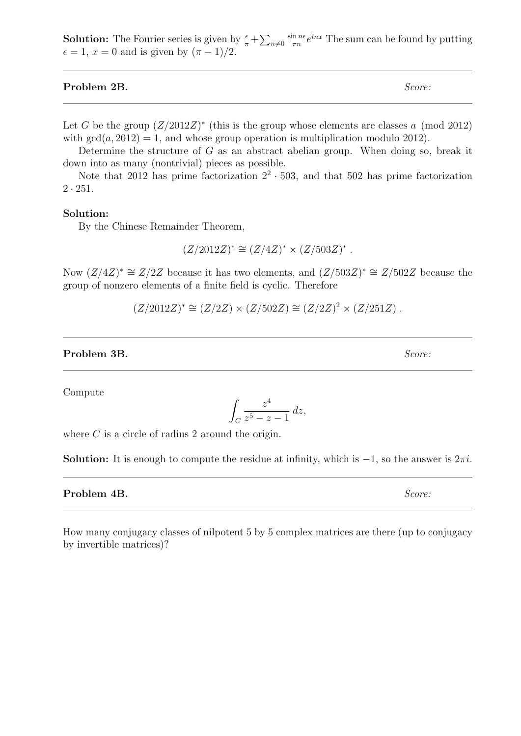**Solution:** The Fourier series is given by $\frac{\epsilon}{\pi}+\sum_{n\neq 0}\frac{\sin n\epsilon}{\pi n}e^{inx}$ The sum can be found by putting $\epsilon = 1$, $x = 0$ and is given by $(\pi - 1)/2$.

---

**Problem 2B.** *Score:*

---

Let $G$ be the group $(Z/2012Z)^*$ (this is the group whose elements are classes $a \pmod{2012}$ with $\gcd(a, 2012) = 1$, and whose group operation is multiplication modulo 2012).

Determine the structure of $G$ as an abstract abelian group. When doing so, break it down into as many (nontrivial) pieces as possible.

Note that 2012 has prime factorization $2^2 \cdot 503$, and that 502 has prime factorization $2 \cdot 251$.

**Solution:**

By the Chinese Remainder Theorem,

$$(Z/2012Z)^* \cong (Z/4Z)^* \times (Z/503Z)^* .$$

Now $(Z/4Z)^* \cong Z/2Z$ because it has two elements, and $(Z/503Z)^* \cong Z/502Z$ because the group of nonzero elements of a finite field is cyclic. Therefore

$$(Z/2012Z)^* \cong (Z/2Z) \times (Z/502Z) \cong (Z/2Z)^2 \times (Z/251Z) .$$

---

**Problem 3B.** *Score:*

---

Compute

$$\int_C \frac{z^4}{z^5 - z - 1}\, dz,$$

where $C$ is a circle of radius 2 around the origin.

**Solution:** It is enough to compute the residue at infinity, which is $-1$, so the answer is $2\pi i$.

---

**Problem 4B.** *Score:*

---

How many conjugacy classes of nilpotent 5 by 5 complex matrices are there (up to conjugacy by invertible matrices)?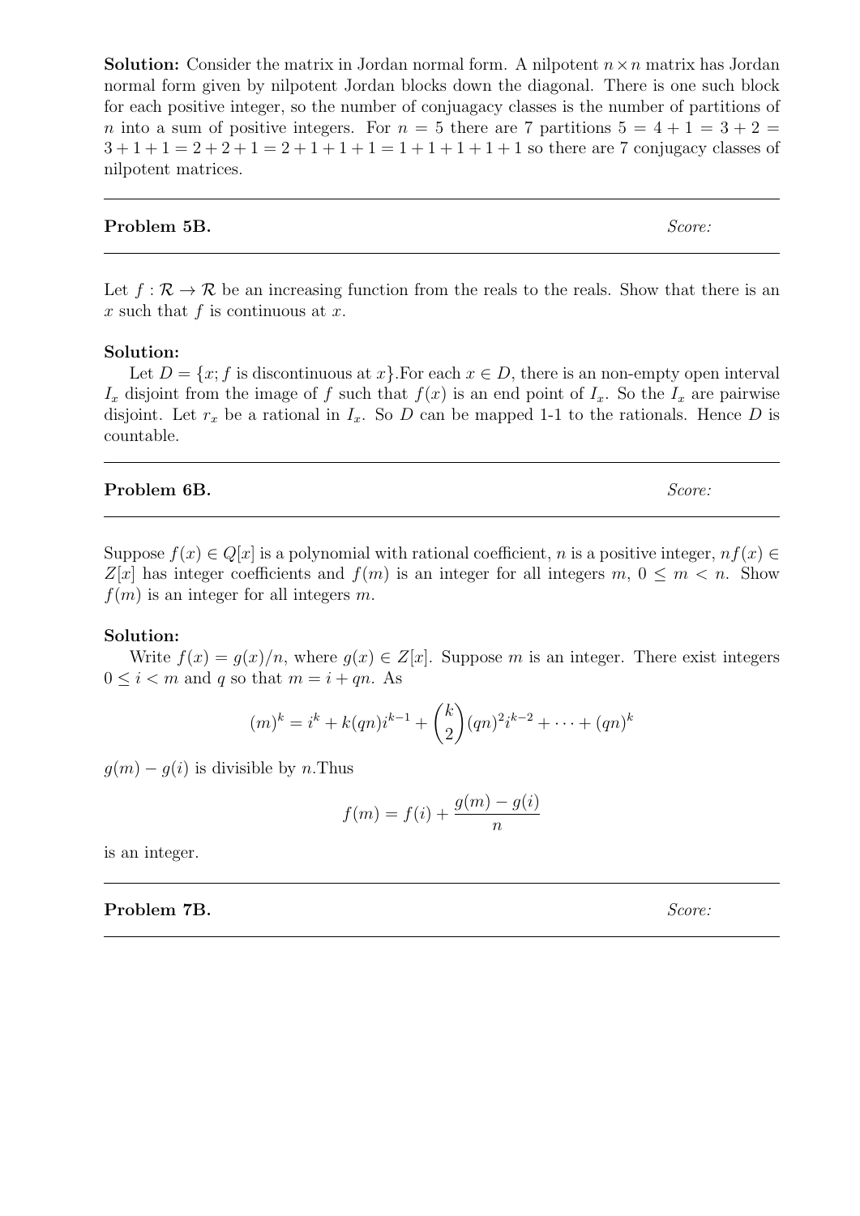**Solution:** Consider the matrix in Jordan normal form. A nilpotent $n \times n$ matrix has Jordan normal form given by nilpotent Jordan blocks down the diagonal. There is one such block for each positive integer, so the number of conjuagacy classes is the number of partitions of $n$ into a sum of positive integers. For $n = 5$ there are 7 partitions $5 = 4 + 1 = 3 + 2 = 3 + 1 + 1 = 2 + 2 + 1 = 2 + 1 + 1 + 1 = 1 + 1 + 1 + 1 + 1$ so there are 7 conjugacy classes of nilpotent matrices.

---

**Problem 5B.** *Score:*

---

Let $f : \mathcal{R} \to \mathcal{R}$ be an increasing function from the reals to the reals. Show that there is an $x$ such that $f$ is continuous at $x$.

**Solution:**

Let $D = \{x; f \text{ is discontinuous at } x\}$.For each $x \in D$, there is an non-empty open interval $I_x$ disjoint from the image of $f$ such that $f(x)$ is an end point of $I_x$. So the $I_x$ are pairwise disjoint. Let $r_x$ be a rational in $I_x$. So $D$ can be mapped 1-1 to the rationals. Hence $D$ is countable.

---

**Problem 6B.** *Score:*

---

Suppose $f(x) \in Q[x]$ is a polynomial with rational coefficient, $n$ is a positive integer, $nf(x) \in Z[x]$ has integer coefficients and $f(m)$ is an integer for all integers $m$, $0 \leq m < n$. Show $f(m)$ is an integer for all integers $m$.

**Solution:**

Write $f(x) = g(x)/n$, where $g(x) \in Z[x]$. Suppose $m$ is an integer. There exist integers $0 \leq i < m$ and $q$ so that $m = i + qn$. As

$$(m)^k = i^k + k(qn)i^{k-1} + \binom{k}{2}(qn)^2 i^{k-2} + \cdots + (qn)^k$$

$g(m) - g(i)$ is divisible by $n$.Thus

$$f(m) = f(i) + \frac{g(m) - g(i)}{n}$$

is an integer.

---

**Problem 7B.** *Score:*

---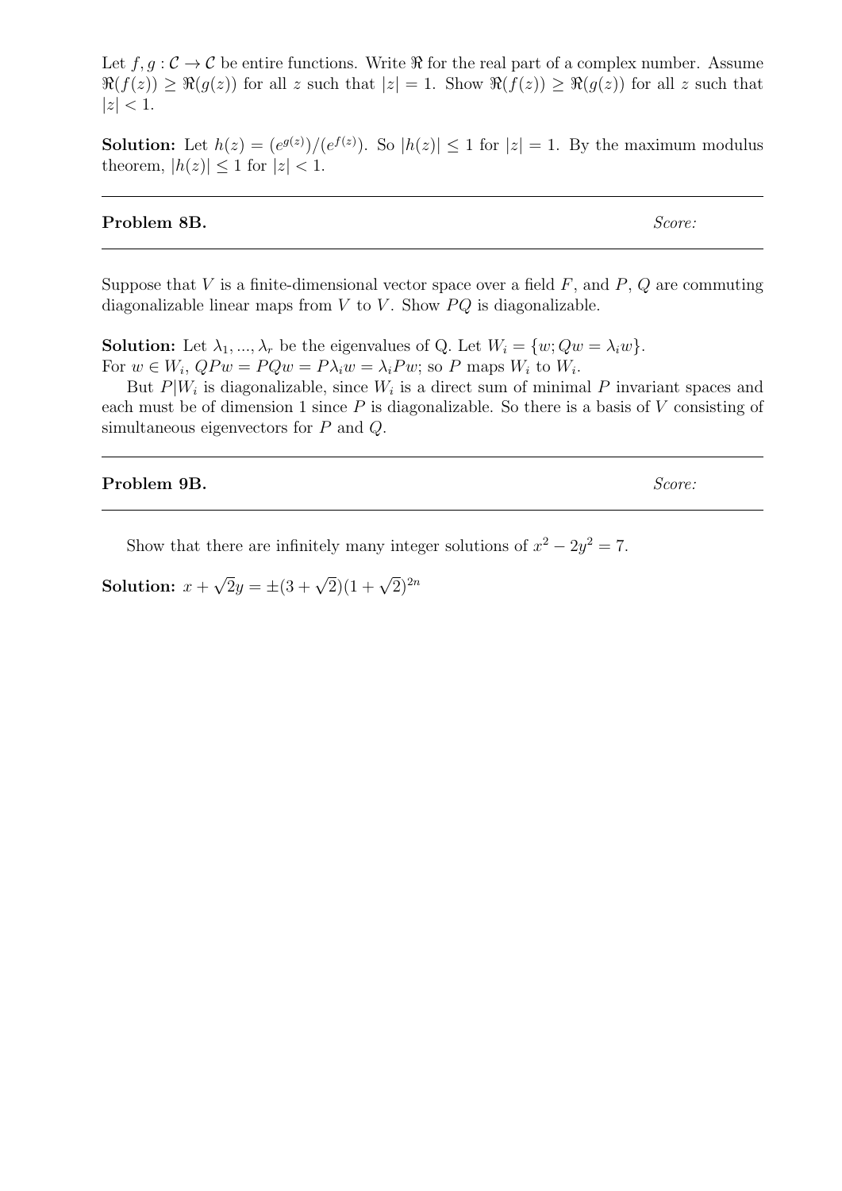Let $f, g : \mathcal{C} \to \mathcal{C}$ be entire functions. Write $\Re$ for the real part of a complex number. Assume $\Re(f(z)) \geq \Re(g(z))$ for all $z$ such that $|z| = 1$. Show $\Re(f(z)) \geq \Re(g(z))$ for all $z$ such that $|z| < 1$.

**Solution:** Let $h(z) = (e^{g(z)})/(e^{f(z)})$. So $|h(z)| \leq 1$ for $|z| = 1$. By the maximum modulus theorem, $|h(z)| \leq 1$ for $|z| < 1$.

---

**Problem 8B.** *Score:*

---

Suppose that $V$ is a finite-dimensional vector space over a field $F$, and $P$, $Q$ are commuting diagonalizable linear maps from $V$ to $V$. Show $PQ$ is diagonalizable.

**Solution:** Let $\lambda_1, ..., \lambda_r$ be the eigenvalues of Q. Let $W_i = \{w; Qw = \lambda_i w\}$.
For $w \in W_i$, $QPw = PQw = P\lambda_i w = \lambda_i Pw$; so $P$ maps $W_i$ to $W_i$.

But $P|W_i$ is diagonalizable, since $W_i$ is a direct sum of minimal $P$ invariant spaces and each must be of dimension 1 since $P$ is diagonalizable. So there is a basis of $V$ consisting of simultaneous eigenvectors for $P$ and $Q$.

---

**Problem 9B.** *Score:*

---

Show that there are infinitely many integer solutions of $x^2 - 2y^2 = 7$.

**Solution:** $x + \sqrt{2}y = \pm(3 + \sqrt{2})(1 + \sqrt{2})^{2n}$